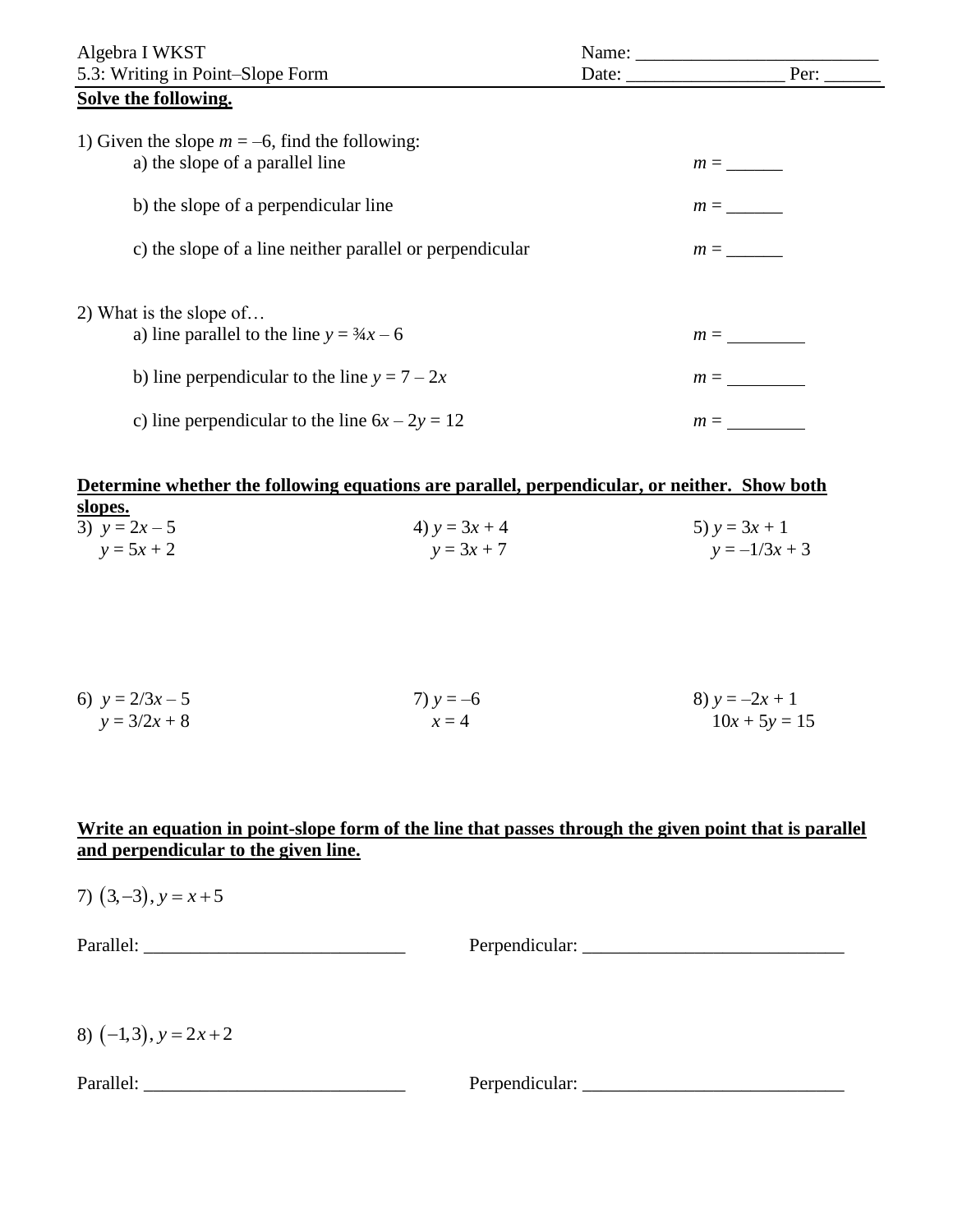Algebra I WKST

5.3: Writing in Point–Slope Form

Name: ___________________________

Date: _________________ Per: ______

**Solve the following.**

1) Given the slope $m = -6$, find the following:

a) the slope of a parallel line $m =$ ______

b) the slope of a perpendicular line $m =$ ______

c) the slope of a line neither parallel or perpendicular $m =$ ______

2) What is the slope of…

a) line parallel to the line $y = \frac{3}{4}x - 6$ $m =$ ________

b) line perpendicular to the line $y = 7 - 2x$ $m =$ ________

c) line perpendicular to the line $6x - 2y = 12$ $m =$ ________

**Determine whether the following equations are parallel, perpendicular, or neither. Show both slopes.**

3) $y = 2x - 5$
$y = 5x + 2$

4) $y = 3x + 4$
$y = 3x + 7$

5) $y = 3x + 1$
$y = -1/3x + 3$

6) $y = 2/3x - 5$
$y = 3/2x + 8$

7) $y = -6$
$x = 4$

8) $y = -2x + 1$
$10x + 5y = 15$

**Write an equation in point-slope form of the line that passes through the given point that is parallel and perpendicular to the given line.**

7) $(3, -3)$, $y = x + 5$

Parallel: ____________________________ Perpendicular: ____________________________

8) $(-1, 3)$, $y = 2x + 2$

Parallel: ____________________________ Perpendicular: ____________________________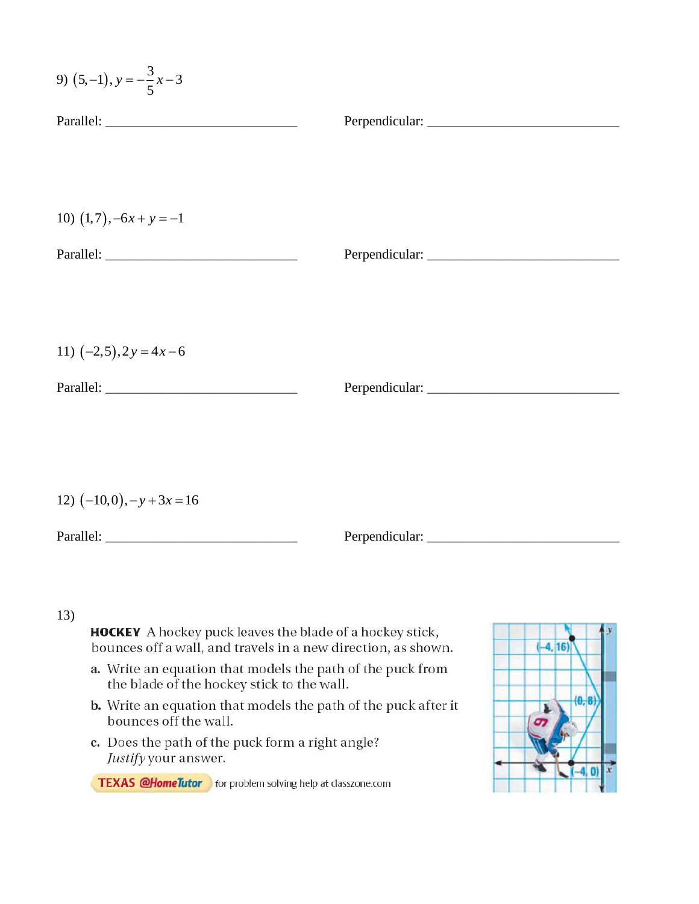9) $(5,-1), y=-\frac{3}{5}x-3$

Parallel: ____________________________ Perpendicular: ____________________________

10) $(1,7), -6x+y=-1$

Parallel: ____________________________ Perpendicular: ____________________________

11) $(-2,5), 2y=4x-6$

Parallel: ____________________________ Perpendicular: ____________________________

12) $(-10,0), -y+3x=16$

Parallel: ____________________________ Perpendicular: ____________________________

13)

**HOCKEY** A hockey puck leaves the blade of a hockey stick, bounces off a wall, and travels in a new direction, as shown.

**a.** Write an equation that models the path of the puck from the blade of the hockey stick to the wall.

**b.** Write an equation that models the path of the puck after it bounces off the wall.

**c.** Does the path of the puck form a right angle? *Justify* your answer.

(−4, 16)

(0, 8)

(−4, 0)

y

x

**TEXAS @HomeTutor** for problem solving help at classzone.com